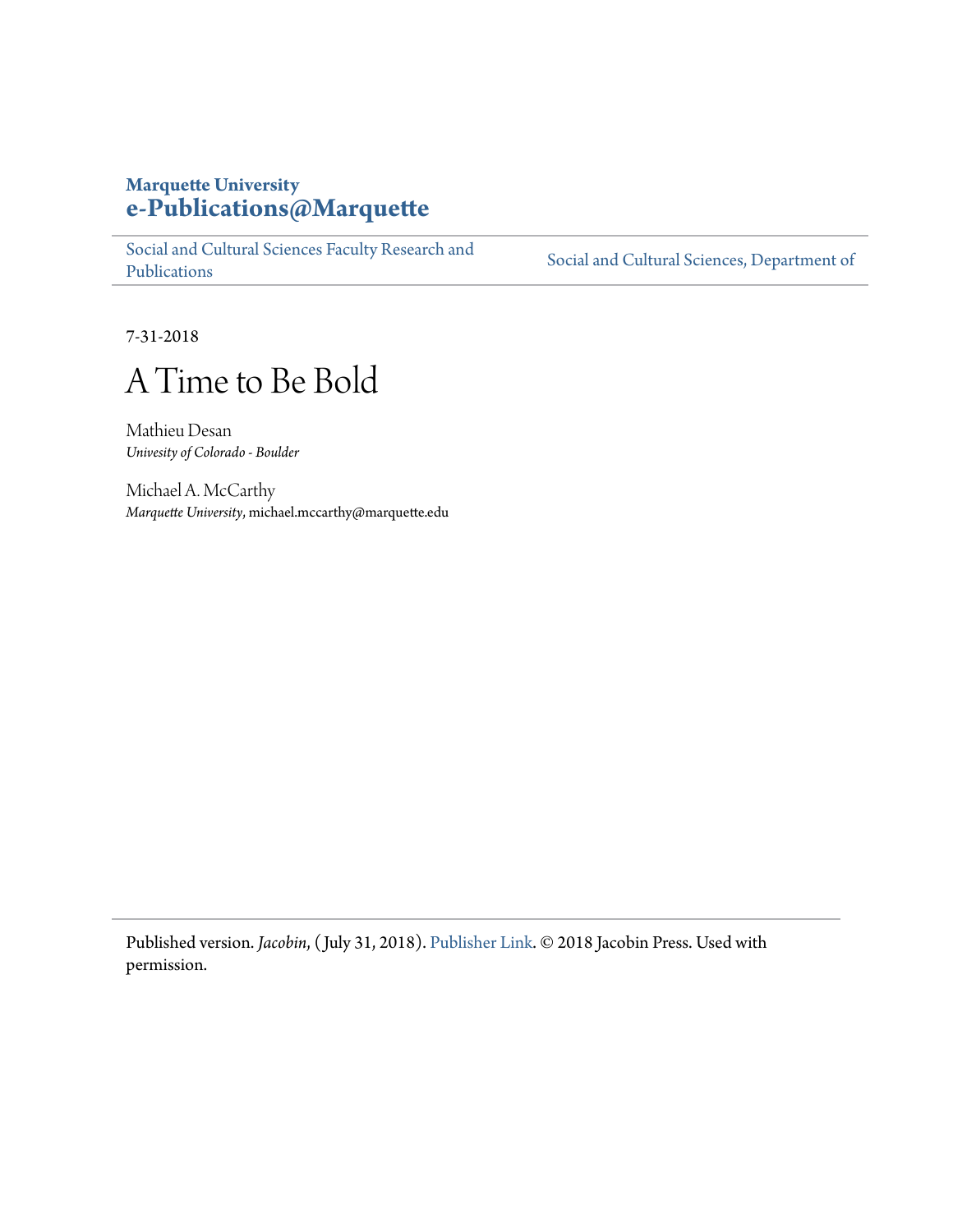Marquette University
**e-Publications@Marquette**

Social and Cultural Sciences Faculty Research and Publications | Social and Cultural Sciences, Department of

7-31-2018

# A Time to Be Bold

Mathieu Desan
*Univesity of Colorado - Boulder*

Michael A. McCarthy
*Marquette University*, michael.mccarthy@marquette.edu

---

Published version. *Jacobin*, (July 31, 2018). Publisher Link. © 2018 Jacobin Press. Used with permission.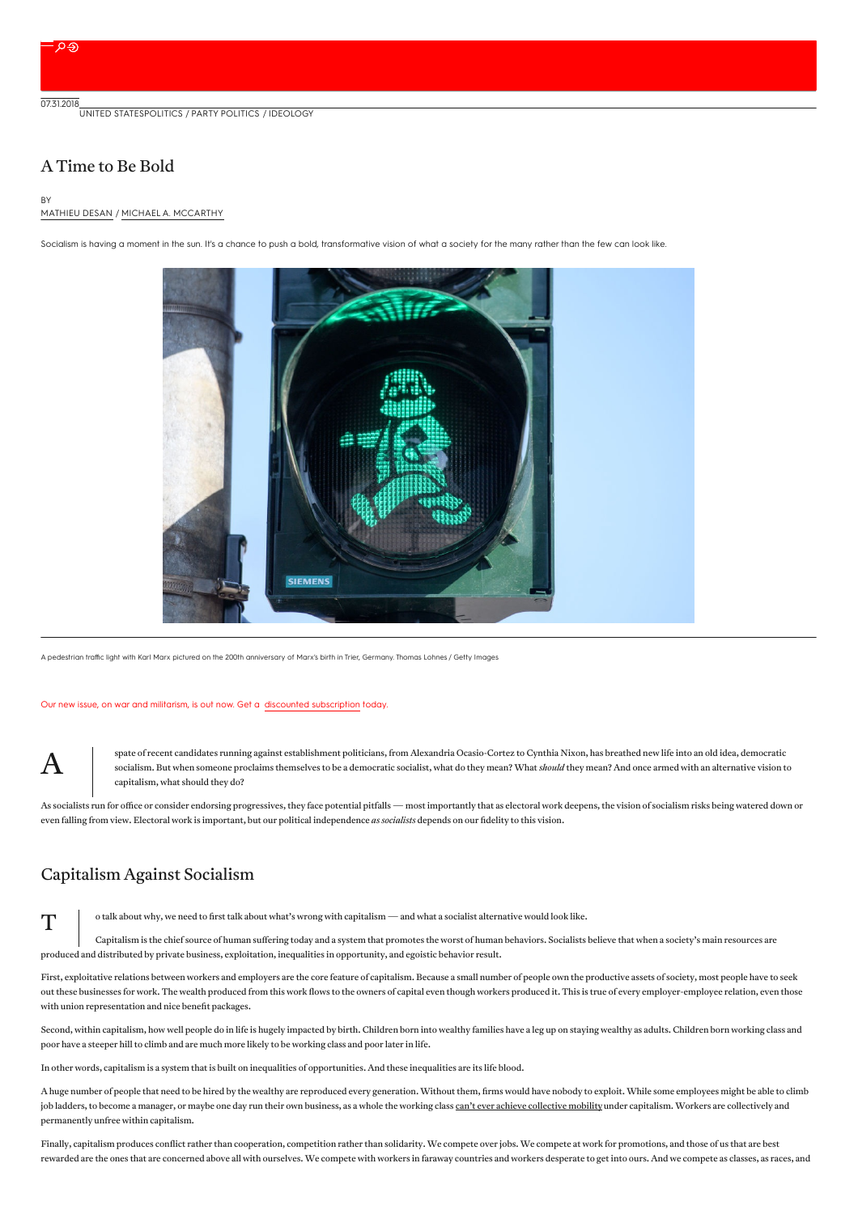07.31.2018

UNITED STATES / POLITICS / PARTY POLITICS / IDEOLOGY

# A Time to Be Bold

BY

MATHIEU DESAN / MICHAEL A. MCCARTHY

Socialism is having a moment in the sun. It's a chance to push a bold, transformative vision of what a society for the many rather than the few can look like.

A pedestrian traffic light with Karl Marx pictured on the 200th anniversary of Marx's birth in Trier, Germany. Thomas Lohnes / Getty Images

Our new issue, on war and militarism, is out now. Get a discounted subscription today.

A spate of recent candidates running against establishment politicians, from Alexandria Ocasio-Cortez to Cynthia Nixon, has breathed new life into an old idea, democratic socialism. But when someone proclaims themselves to be a democratic socialist, what do they mean? What *should* they mean? And once armed with an alternative vision to capitalism, what should they do?

As socialists run for office or consider endorsing progressives, they face potential pitfalls — most importantly that as electoral work deepens, the vision of socialism risks being watered down or even falling from view. Electoral work is important, but our political independence *as socialists* depends on our fidelity to this vision.

## Capitalism Against Socialism

To talk about why, we need to first talk about what's wrong with capitalism — and what a socialist alternative would look like.

Capitalism is the chief source of human suffering today and a system that promotes the worst of human behaviors. Socialists believe that when a society's main resources are produced and distributed by private business, exploitation, inequalities in opportunity, and egoistic behavior result.

First, exploitative relations between workers and employers are the core feature of capitalism. Because a small number of people own the productive assets of society, most people have to seek out these businesses for work. The wealth produced from this work flows to the owners of capital even though workers produced it. This is true of every employer-employee relation, even those with union representation and nice benefit packages.

Second, within capitalism, how well people do in life is hugely impacted by birth. Children born into wealthy families have a leg up on staying wealthy as adults. Children born working class and poor have a steeper hill to climb and are much more likely to be working class and poor later in life.

In other words, capitalism is a system that is built on inequalities of opportunities. And these inequalities are its life blood.

A huge number of people that need to be hired by the wealthy are reproduced every generation. Without them, firms would have nobody to exploit. While some employees might be able to climb job ladders, to become a manager, or maybe one day run their own business, as a whole the working class can't ever achieve collective mobility under capitalism. Workers are collectively and permanently unfree within capitalism.

Finally, capitalism produces conflict rather than cooperation, competition rather than solidarity. We compete over jobs. We compete at work for promotions, and those of us that are best rewarded are the ones that are concerned above all with ourselves. We compete with workers in faraway countries and workers desperate to get into ours. And we compete as classes, as races, and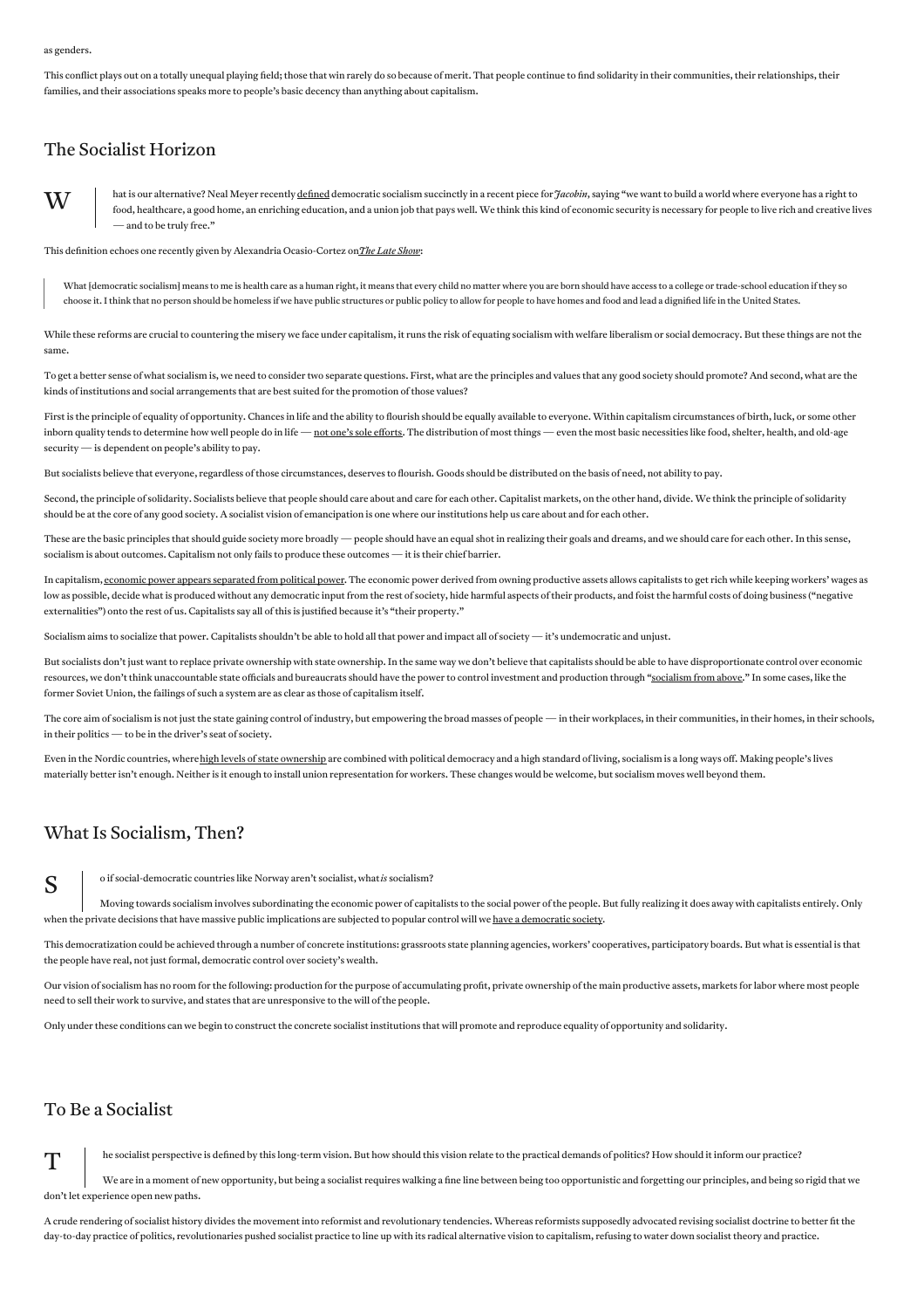as genders.

This conflict plays out on a totally unequal playing field; those that win rarely do so because of merit. That people continue to find solidarity in their communities, their relationships, their families, and their associations speaks more to people's basic decency than anything about capitalism.

## The Socialist Horizon

What is our alternative? Neal Meyer recently defined democratic socialism succinctly in a recent piece for *Jacobin*, saying "we want to build a world where everyone has a right to food, healthcare, a good home, an enriching education, and a union job that pays well. We think this kind of economic security is necessary for people to live rich and creative lives — and to be truly free."

This definition echoes one recently given by Alexandria Ocasio-Cortez on *The Late Show*:

> What [democratic socialism] means to me is health care as a human right, it means that every child no matter where you are born should have access to a college or trade-school education if they so choose it. I think that no person should be homeless if we have public structures or public policy to allow for people to have homes and food and lead a dignified life in the United States.

While these reforms are crucial to countering the misery we face under capitalism, it runs the risk of equating socialism with welfare liberalism or social democracy. But these things are not the same.

To get a better sense of what socialism is, we need to consider two separate questions. First, what are the principles and values that any good society should promote? And second, what are the kinds of institutions and social arrangements that are best suited for the promotion of those values?

First is the principle of equality of opportunity. Chances in life and the ability to flourish should be equally available to everyone. Within capitalism circumstances of birth, luck, or some other inborn quality tends to determine how well people do in life — not one's sole efforts. The distribution of most things — even the most basic necessities like food, shelter, health, and old-age security — is dependent on people's ability to pay.

But socialists believe that everyone, regardless of those circumstances, deserves to flourish. Goods should be distributed on the basis of need, not ability to pay.

Second, the principle of solidarity. Socialists believe that people should care about and care for each other. Capitalist markets, on the other hand, divide. We think the principle of solidarity should be at the core of any good society. A socialist vision of emancipation is one where our institutions help us care about and for each other.

These are the basic principles that should guide society more broadly — people should have an equal shot in realizing their goals and dreams, and we should care for each other. In this sense, socialism is about outcomes. Capitalism not only fails to produce these outcomes — it is their chief barrier.

In capitalism, economic power appears separated from political power. The economic power derived from owning productive assets allows capitalists to get rich while keeping workers' wages as low as possible, decide what is produced without any democratic input from the rest of society, hide harmful aspects of their products, and foist the harmful costs of doing business ("negative externalities") onto the rest of us. Capitalists say all of this is justified because it's "their property."

Socialism aims to socialize that power. Capitalists shouldn't be able to hold all that power and impact all of society — it's undemocratic and unjust.

But socialists don't just want to replace private ownership with state ownership. In the same way we don't believe that capitalists should be able to have disproportionate control over economic resources, we don't think unaccountable state officials and bureaucrats should have the power to control investment and production through "socialism from above." In some cases, like the former Soviet Union, the failings of such a system are as clear as those of capitalism itself.

The core aim of socialism is not just the state gaining control of industry, but empowering the broad masses of people — in their workplaces, in their communities, in their homes, in their schools, in their politics — to be in the driver's seat of society.

Even in the Nordic countries, where high levels of state ownership are combined with political democracy and a high standard of living, socialism is a long ways off. Making people's lives materially better isn't enough. Neither is it enough to install union representation for workers. These changes would be welcome, but socialism moves well beyond them.

## What Is Socialism, Then?

So if social-democratic countries like Norway aren't socialist, what *is* socialism?

Moving towards socialism involves subordinating the economic power of capitalists to the social power of the people. But fully realizing it does away with capitalists entirely. Only when the private decisions that have massive public implications are subjected to popular control will we have a democratic society.

This democratization could be achieved through a number of concrete institutions: grassroots state planning agencies, workers' cooperatives, participatory boards. But what is essential is that the people have real, not just formal, democratic control over society's wealth.

Our vision of socialism has no room for the following: production for the purpose of accumulating profit, private ownership of the main productive assets, markets for labor where most people need to sell their work to survive, and states that are unresponsive to the will of the people.

Only under these conditions can we begin to construct the concrete socialist institutions that will promote and reproduce equality of opportunity and solidarity.

## To Be a Socialist

The socialist perspective is defined by this long-term vision. But how should this vision relate to the practical demands of politics? How should it inform our practice?

We are in a moment of new opportunity, but being a socialist requires walking a fine line between being too opportunistic and forgetting our principles, and being so rigid that we don't let experience open new paths.

A crude rendering of socialist history divides the movement into reformist and revolutionary tendencies. Whereas reformists supposedly advocated revising socialist doctrine to better fit the day-to-day practice of politics, revolutionaries pushed socialist practice to line up with its radical alternative vision to capitalism, refusing to water down socialist theory and practice.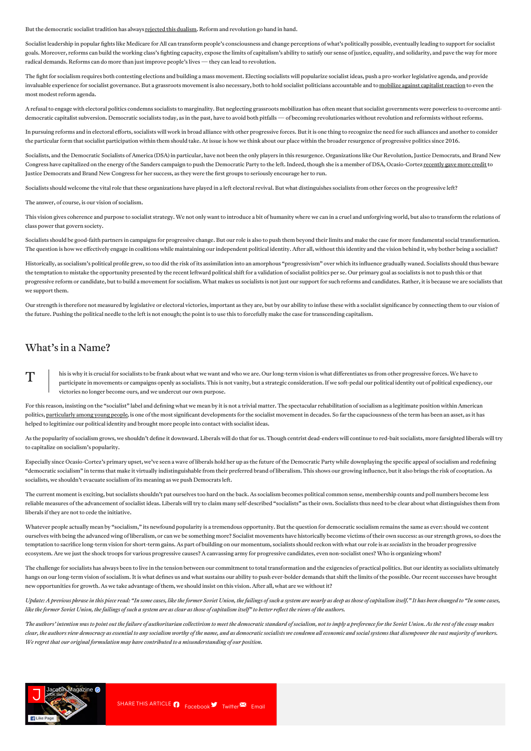But the democratic socialist tradition has always rejected this dualism. Reform and revolution go hand in hand.

Socialist leadership in popular fights like Medicare for All can transform people's consciousness and change perceptions of what's politically possible, eventually leading to support for socialist goals. Moreover, reforms can build the working class's fighting capacity, expose the limits of capitalism's ability to satisfy our sense of justice, equality, and solidarity, and pave the way for more radical demands. Reforms can do more than just improve people's lives — they can lead to revolution.

The fight for socialism requires both contesting elections and building a mass movement. Electing socialists will popularize socialist ideas, push a pro-worker legislative agenda, and provide invaluable experience for socialist governance. But a grassroots movement is also necessary, both to hold socialist politicians accountable and to mobilize against capitalist reaction to even the most modest reform agenda.

A refusal to engage with electoral politics condemns socialists to marginality. But neglecting grassroots mobilization has often meant that socialist governments were powerless to overcome anti-democratic capitalist subversion. Democratic socialists today, as in the past, have to avoid both pitfalls — of becoming revolutionaries without revolution and reformists without reforms.

In pursuing reforms and in electoral efforts, socialists will work in broad alliance with other progressive forces. But it is one thing to recognize the need for such alliances and another to consider the particular form that socialist participation within them should take. At issue is how we think about our place within the broader resurgence of progressive politics since 2016.

Socialists, and the Democratic Socialists of America (DSA) in particular, have not been the only players in this resurgence. Organizations like Our Revolution, Justice Democrats, and Brand New Congress have capitalized on the energy of the Sanders campaign to push the Democratic Party to the left. Indeed, though she is a member of DSA, Ocasio-Cortez recently gave more credit to Justice Democrats and Brand New Congress for her success, as they were the first groups to seriously encourage her to run.

Socialists should welcome the vital role that these organizations have played in a left electoral revival. But what distinguishes socialists from other forces on the progressive left?

The answer, of course, is our vision of socialism.

This vision gives coherence and purpose to socialist strategy. We not only want to introduce a bit of humanity where we can in a cruel and unforgiving world, but also to transform the relations of class power that govern society.

Socialists should be good-faith partners in campaigns for progressive change. But our role is also to push them beyond their limits and make the case for more fundamental social transformation. The question is how we effectively engage in coalitions while maintaining our independent political identity. After all, without this identity and the vision behind it, why bother being a socialist?

Historically, as socialism's political profile grew, so too did the risk of its assimilation into an amorphous "progressivism" over which its influence gradually waned. Socialists should thus beware the temptation to mistake the opportunity presented by the recent leftward political shift for a validation of socialist politics per se. Our primary goal as socialists is not to push this or that progressive reform or candidate, but to build a movement for socialism. What makes us socialists is not just our support for such reforms and candidates. Rather, it is because we are socialists that we support them.

Our strength is therefore not measured by legislative or electoral victories, important as they are, but by our ability to infuse these with a socialist significance by connecting them to our vision of the future. Pushing the political needle to the left is not enough; the point is to use this to forcefully make the case for transcending capitalism.

## What's in a Name?

This is why it is crucial for socialists to be frank about what we want and who we are. Our long-term vision is what differentiates us from other progressive forces. We have to participate in movements or campaigns openly as socialists. This is not vanity, but a strategic consideration. If we soft-pedal our political identity out of political expediency, our victories no longer become ours, and we undercut our own purpose.

For this reason, insisting on the "socialist" label and defining what we mean by it is not a trivial matter. The spectacular rehabilitation of socialism as a legitimate position within American politics, particularly among young people, is one of the most significant developments for the socialist movement in decades. So far the capaciousness of the term has been an asset, as it has helped to legitimize our political identity and brought more people into contact with socialist ideas.

As the popularity of socialism grows, we shouldn't define it downward. Liberals will do that for us. Though centrist dead-enders will continue to red-bait socialists, more farsighted liberals will try to capitalize on socialism's popularity.

Especially since Ocasio-Cortez's primary upset, we've seen a wave of liberals hold her up as the future of the Democratic Party while downplaying the specific appeal of socialism and redefining "democratic socialism" in terms that make it virtually indistinguishable from their preferred brand of liberalism. This shows our growing influence, but it also brings the risk of cooptation. As socialists, we shouldn't evacuate socialism of its meaning as we push Democrats left.

The current moment is exciting, but socialists shouldn't pat ourselves too hard on the back. As socialism becomes political common sense, membership counts and poll numbers become less reliable measures of the advancement of socialist ideas. Liberals will try to claim many self-described "socialists" as their own. Socialists thus need to be clear about what distinguishes them from liberals if they are not to cede the initiative.

Whatever people actually mean by "socialism," its newfound popularity is a tremendous opportunity. But the question for democratic socialism remains the same as ever: should we content ourselves with being the advanced wing of liberalism, or can we be something more? Socialist movements have historically become victims of their own success: as our strength grows, so does the temptation to sacrifice long-term vision for short-term gains. As part of building on our momentum, socialists should reckon with what our role is *as socialists* in the broader progressive ecosystem. Are we just the shock troops for various progressive causes? A canvassing army for progressive candidates, even non-socialist ones? Who is organizing whom?

The challenge for socialists has always been to live in the tension between our commitment to total transformation and the exigencies of practical politics. But our identity as socialists ultimately hangs on our long-term vision of socialism. It is what defines us and what sustains our ability to push ever-bolder demands that shift the limits of the possible. Our recent successes have brought new opportunities for growth. As we take advantage of them, we should insist on this vision. After all, what are we without it?

*Update: A previous phrase in this piece read: "In some cases, like the former Soviet Union, the failings of such a system are nearly as deep as those of capitalism itself." It has been changed to "In some cases, like the former Soviet Union, the failings of such a system are as clear as those of capitalism itself" to better reflect the views of the authors.*

*The authors' intention was to point out the failure of authoritarian collectivism to meet the democratic standard of socialism, not to imply a preference for the Soviet Union. As the rest of the essay makes clear, the authors view democracy as essential to any socialism worthy of the name, and as democratic socialists we condemn all economic and social systems that disempower the vast majority of workers. We regret that our original formulation may have contributed to a misunderstanding of our position.*

SHARE THIS ARTICLE Facebook Twitter Email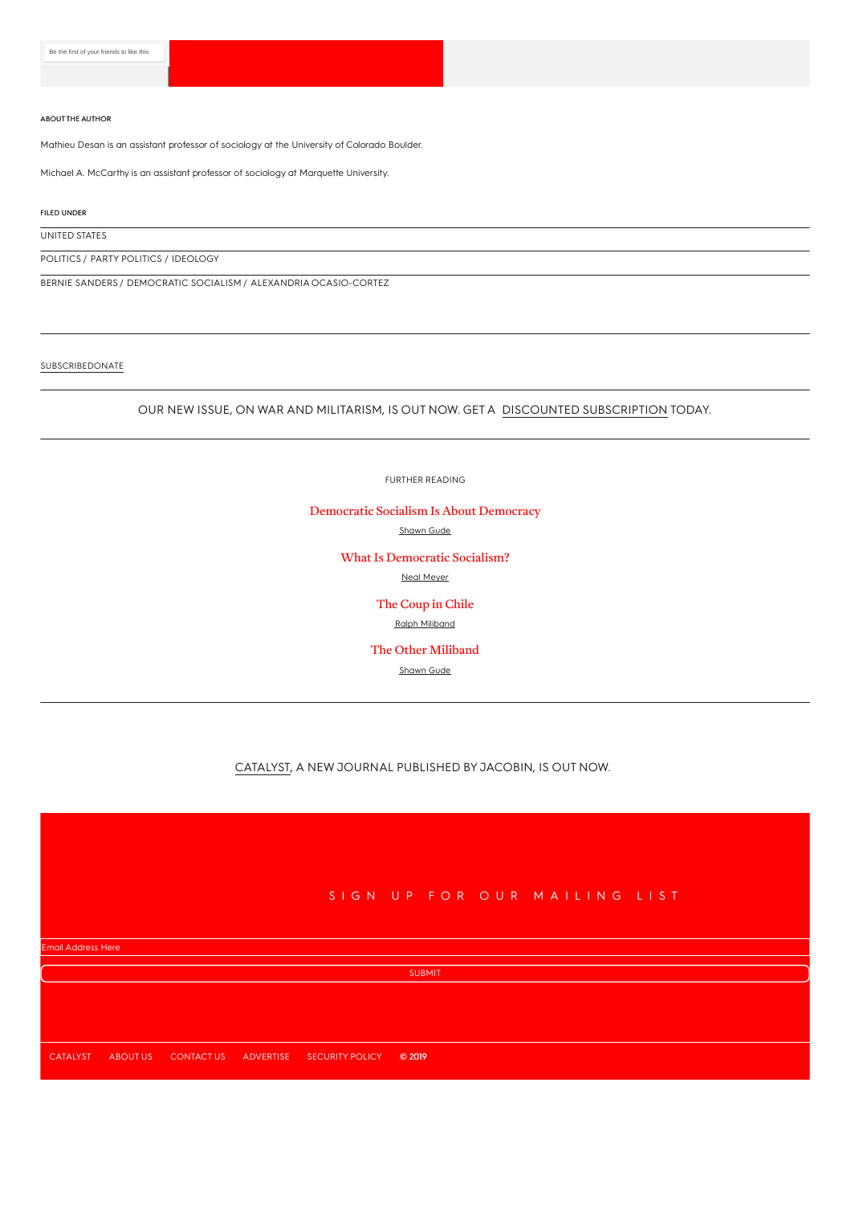Be the first of your friends to like this

ABOUT THE AUTHOR

Mathieu Desan is an assistant professor of sociology at the University of Colorado Boulder.

Michael A. McCarthy is an assistant professor of sociology at Marquette University.

FILED UNDER

UNITED STATES

POLITICS / PARTY POLITICS / IDEOLOGY

BERNIE SANDERS / DEMOCRATIC SOCIALISM / ALEXANDRIA OCASIO-CORTEZ

SUBSCRIBEDONATE

OUR NEW ISSUE, ON WAR AND MILITARISM, IS OUT NOW. GET A DISCOUNTED SUBSCRIPTION TODAY.

FURTHER READING

Democratic Socialism Is About Democracy

Shawn Gude

What Is Democratic Socialism?

Neal Meyer

The Coup in Chile

Ralph Miliband

The Other Miliband

Shawn Gude

CATALYST, A NEW JOURNAL PUBLISHED BY JACOBIN, IS OUT NOW.

SIGN UP FOR OUR MAILING LIST

Email Address Here

SUBMIT

CATALYST ABOUT US CONTACT US ADVERTISE SECURITY POLICY © 2019